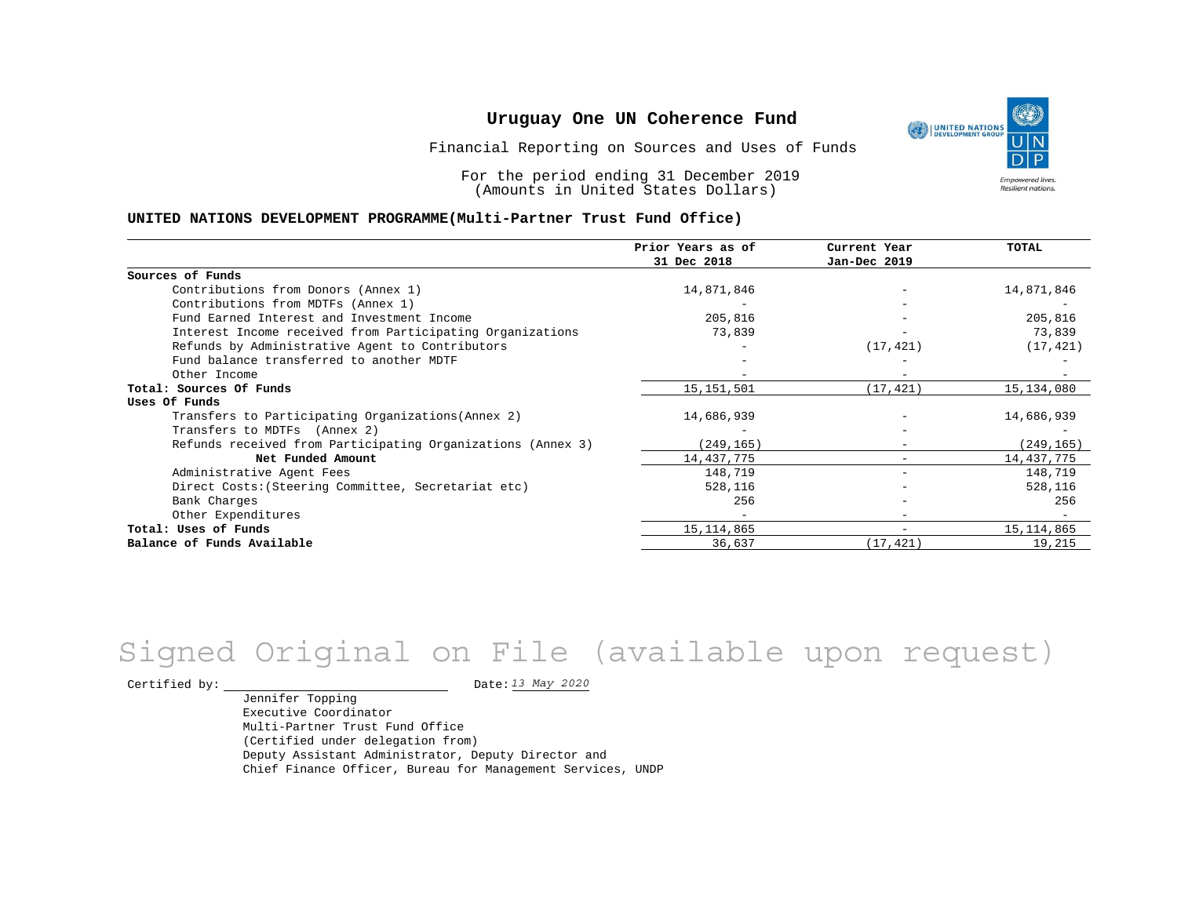# Uruguay One UN Coherence Fund

Financial Reporting on Sources and Uses of Funds

For the period ending 31 December 2019
(Amounts in United States Dollars)

**UNITED NATIONS DEVELOPMENT PROGRAMME(Multi-Partner Trust Fund Office)**

| | Prior Years as of 31 Dec 2018 | Current Year Jan-Dec 2019 | TOTAL |
|---|---|---|---|
| **Sources of Funds** | | | |
| Contributions from Donors (Annex 1) | 14,871,846 | - | 14,871,846 |
| Contributions from MDTFs (Annex 1) | - | - | - |
| Fund Earned Interest and Investment Income | 205,816 | - | 205,816 |
| Interest Income received from Participating Organizations | 73,839 | - | 73,839 |
| Refunds by Administrative Agent to Contributors | - | (17,421) | (17,421) |
| Fund balance transferred to another MDTF | - | - | - |
| Other Income | - | - | - |
| **Total: Sources Of Funds** | 15,151,501 | (17,421) | 15,134,080 |
| **Uses Of Funds** | | | |
| Transfers to Participating Organizations(Annex 2) | 14,686,939 | - | 14,686,939 |
| Transfers to MDTFs (Annex 2) | - | - | - |
| Refunds received from Participating Organizations (Annex 3) | (249,165) | - | (249,165) |
| **Net Funded Amount** | 14,437,775 | - | 14,437,775 |
| Administrative Agent Fees | 148,719 | - | 148,719 |
| Direct Costs:(Steering Committee, Secretariat etc) | 528,116 | - | 528,116 |
| Bank Charges | 256 | - | 256 |
| Other Expenditures | - | - | - |
| **Total: Uses of Funds** | 15,114,865 | - | 15,114,865 |
| **Balance of Funds Available** | 36,637 | (17,421) | 19,215 |

Signed Original on File (available upon request)

Certified by: \_\_\_\_\_\_\_\_\_\_\_\_\_\_\_\_\_\_\_\_ Date: *13 May 2020*

Jennifer Topping
Executive Coordinator
Multi-Partner Trust Fund Office
(Certified under delegation from)
Deputy Assistant Administrator, Deputy Director and
Chief Finance Officer, Bureau for Management Services, UNDP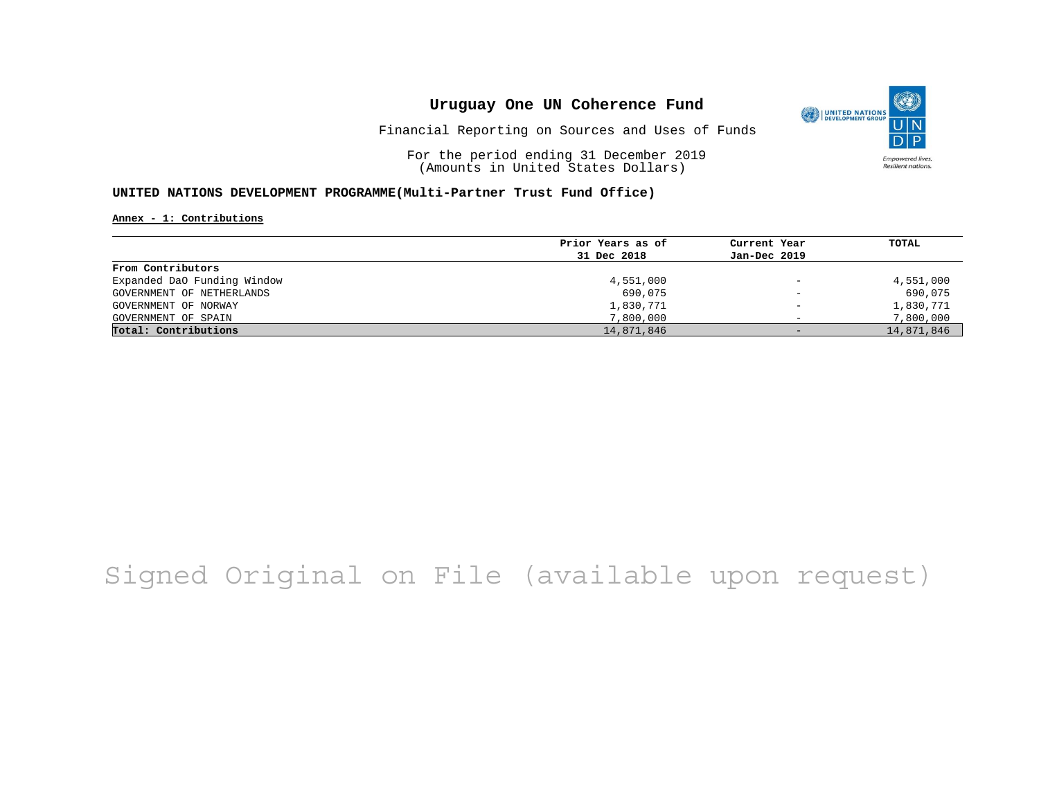# Uruguay One UN Coherence Fund

Financial Reporting on Sources and Uses of Funds

For the period ending 31 December 2019
(Amounts in United States Dollars)

**UNITED NATIONS DEVELOPMENT PROGRAMME(Multi-Partner Trust Fund Office)**

**Annex - 1: Contributions**

| | Prior Years as of 31 Dec 2018 | Current Year Jan-Dec 2019 | TOTAL |
|---|---|---|---|
| **From Contributors** | | | |
| Expanded DaO Funding Window | 4,551,000 | - | 4,551,000 |
| GOVERNMENT OF NETHERLANDS | 690,075 | - | 690,075 |
| GOVERNMENT OF NORWAY | 1,830,771 | - | 1,830,771 |
| GOVERNMENT OF SPAIN | 7,800,000 | - | 7,800,000 |
| **Total: Contributions** | 14,871,846 | - | 14,871,846 |

Signed Original on File (available upon request)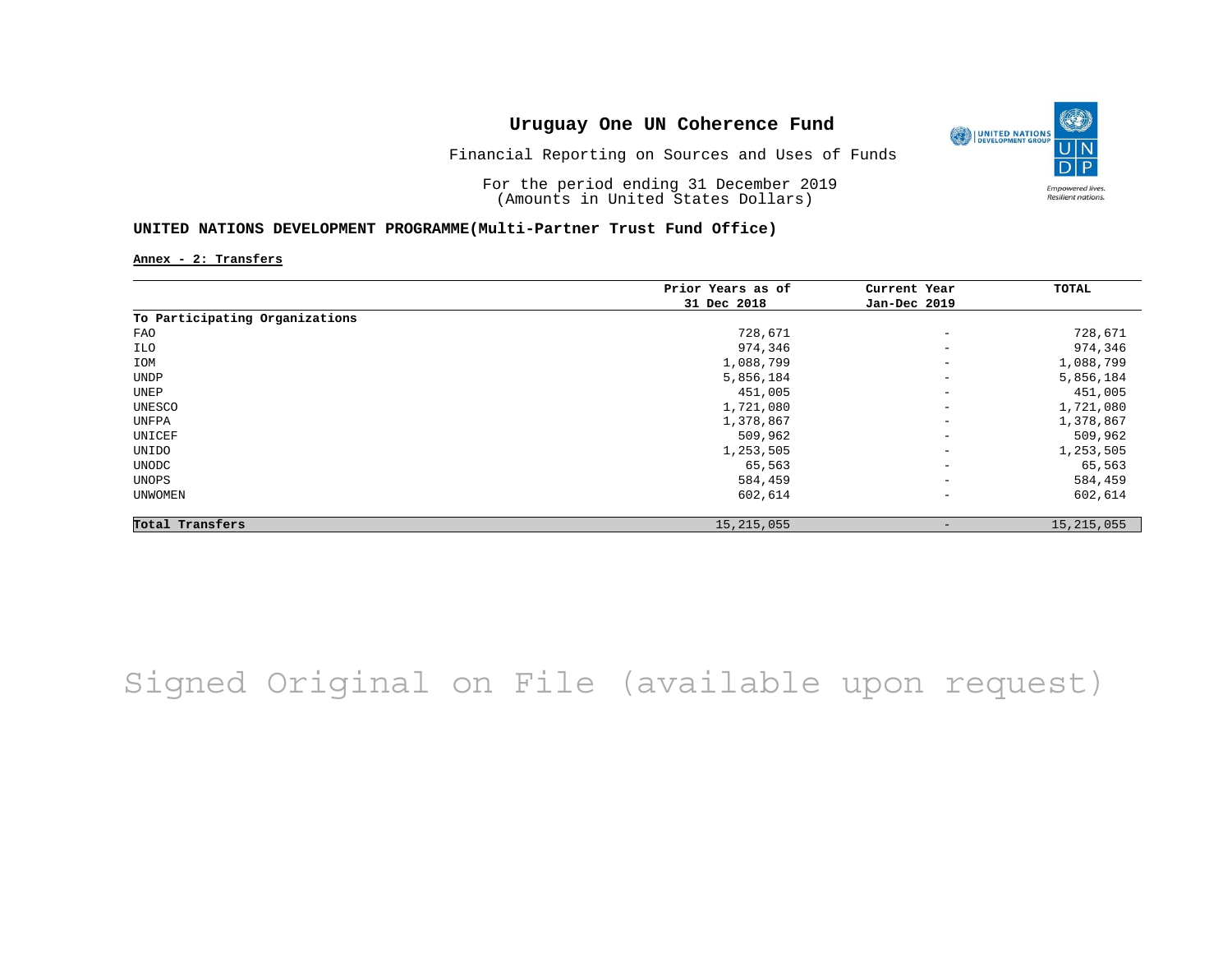# Uruguay One UN Coherence Fund

Financial Reporting on Sources and Uses of Funds

For the period ending 31 December 2019
(Amounts in United States Dollars)

**UNITED NATIONS DEVELOPMENT PROGRAMME(Multi-Partner Trust Fund Office)**

**Annex - 2: Transfers**

| | Prior Years as of 31 Dec 2018 | Current Year Jan-Dec 2019 | TOTAL |
|---|---|---|---|
| **To Participating Organizations** | | | |
| FAO | 728,671 | - | 728,671 |
| ILO | 974,346 | - | 974,346 |
| IOM | 1,088,799 | - | 1,088,799 |
| UNDP | 5,856,184 | - | 5,856,184 |
| UNEP | 451,005 | - | 451,005 |
| UNESCO | 1,721,080 | - | 1,721,080 |
| UNFPA | 1,378,867 | - | 1,378,867 |
| UNICEF | 509,962 | - | 509,962 |
| UNIDO | 1,253,505 | - | 1,253,505 |
| UNODC | 65,563 | - | 65,563 |
| UNOPS | 584,459 | - | 584,459 |
| UNWOMEN | 602,614 | - | 602,614 |
| **Total Transfers** | 15,215,055 | - | 15,215,055 |

Signed Original on File (available upon request)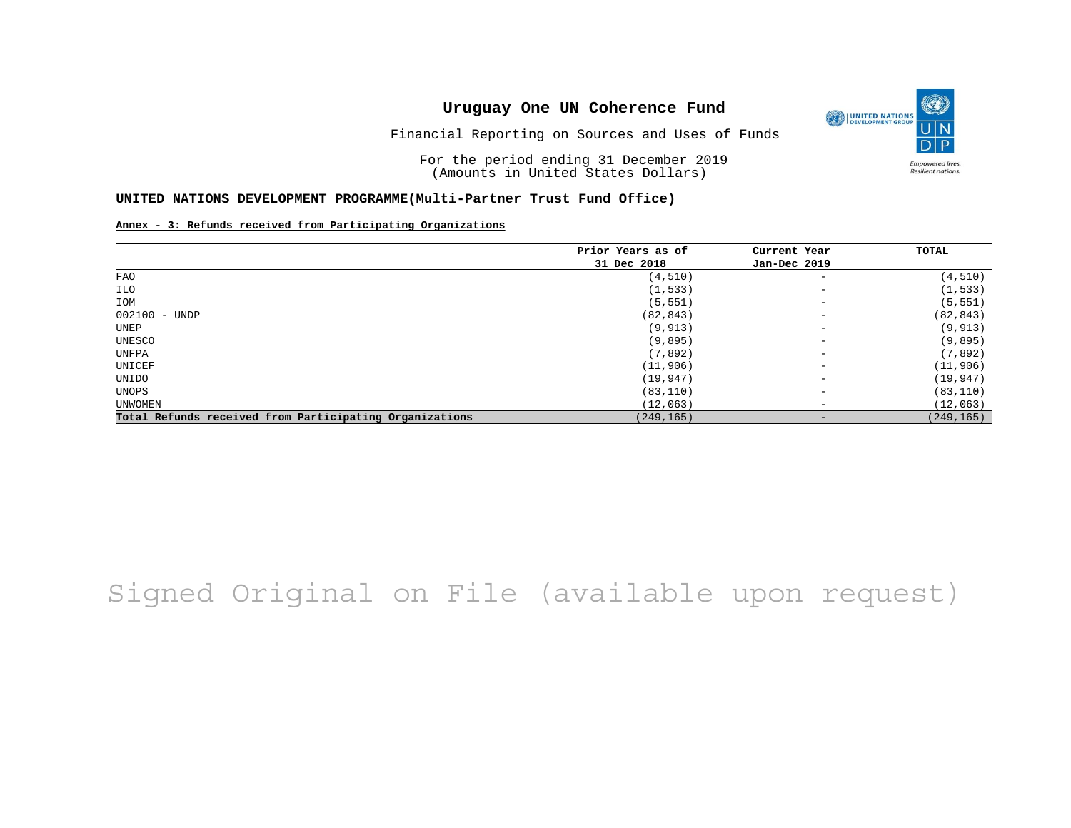# Uruguay One UN Coherence Fund

Financial Reporting on Sources and Uses of Funds

For the period ending 31 December 2019
(Amounts in United States Dollars)

**UNITED NATIONS DEVELOPMENT PROGRAMME(Multi-Partner Trust Fund Office)**

**Annex - 3: Refunds received from Participating Organizations**

| | Prior Years as of 31 Dec 2018 | Current Year Jan-Dec 2019 | TOTAL |
|---|---|---|---|
| FAO | (4,510) | - | (4,510) |
| ILO | (1,533) | - | (1,533) |
| IOM | (5,551) | - | (5,551) |
| 002100 - UNDP | (82,843) | - | (82,843) |
| UNEP | (9,913) | - | (9,913) |
| UNESCO | (9,895) | - | (9,895) |
| UNFPA | (7,892) | - | (7,892) |
| UNICEF | (11,906) | - | (11,906) |
| UNIDO | (19,947) | - | (19,947) |
| UNOPS | (83,110) | - | (83,110) |
| UNWOMEN | (12,063) | - | (12,063) |
| **Total Refunds received from Participating Organizations** | (249,165) | - | (249,165) |

Signed Original on File (available upon request)